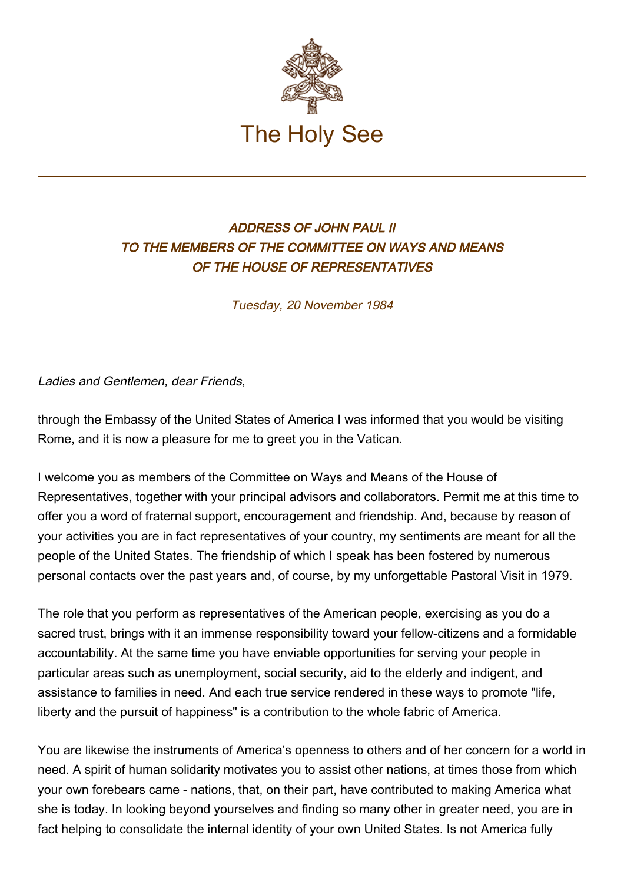The Holy See

### *ADDRESS OF JOHN PAUL II TO THE MEMBERS OF THE COMMITTEE ON WAYS AND MEANS OF THE HOUSE OF REPRESENTATIVES*

*Tuesday, 20 November 1984*

*Ladies and Gentlemen, dear Friends*,

through the Embassy of the United States of America I was informed that you would be visiting Rome, and it is now a pleasure for me to greet you in the Vatican.

I welcome you as members of the Committee on Ways and Means of the House of Representatives, together with your principal advisors and collaborators. Permit me at this time to offer you a word of fraternal support, encouragement and friendship. And, because by reason of your activities you are in fact representatives of your country, my sentiments are meant for all the people of the United States. The friendship of which I speak has been fostered by numerous personal contacts over the past years and, of course, by my unforgettable Pastoral Visit in 1979.

The role that you perform as representatives of the American people, exercising as you do a sacred trust, brings with it an immense responsibility toward your fellow-citizens and a formidable accountability. At the same time you have enviable opportunities for serving your people in particular areas such as unemployment, social security, aid to the elderly and indigent, and assistance to families in need. And each true service rendered in these ways to promote "life, liberty and the pursuit of happiness" is a contribution to the whole fabric of America.

You are likewise the instruments of America's openness to others and of her concern for a world in need. A spirit of human solidarity motivates you to assist other nations, at times those from which your own forebears came - nations, that, on their part, have contributed to making America what she is today. In looking beyond yourselves and finding so many other in greater need, you are in fact helping to consolidate the internal identity of your own United States. Is not America fully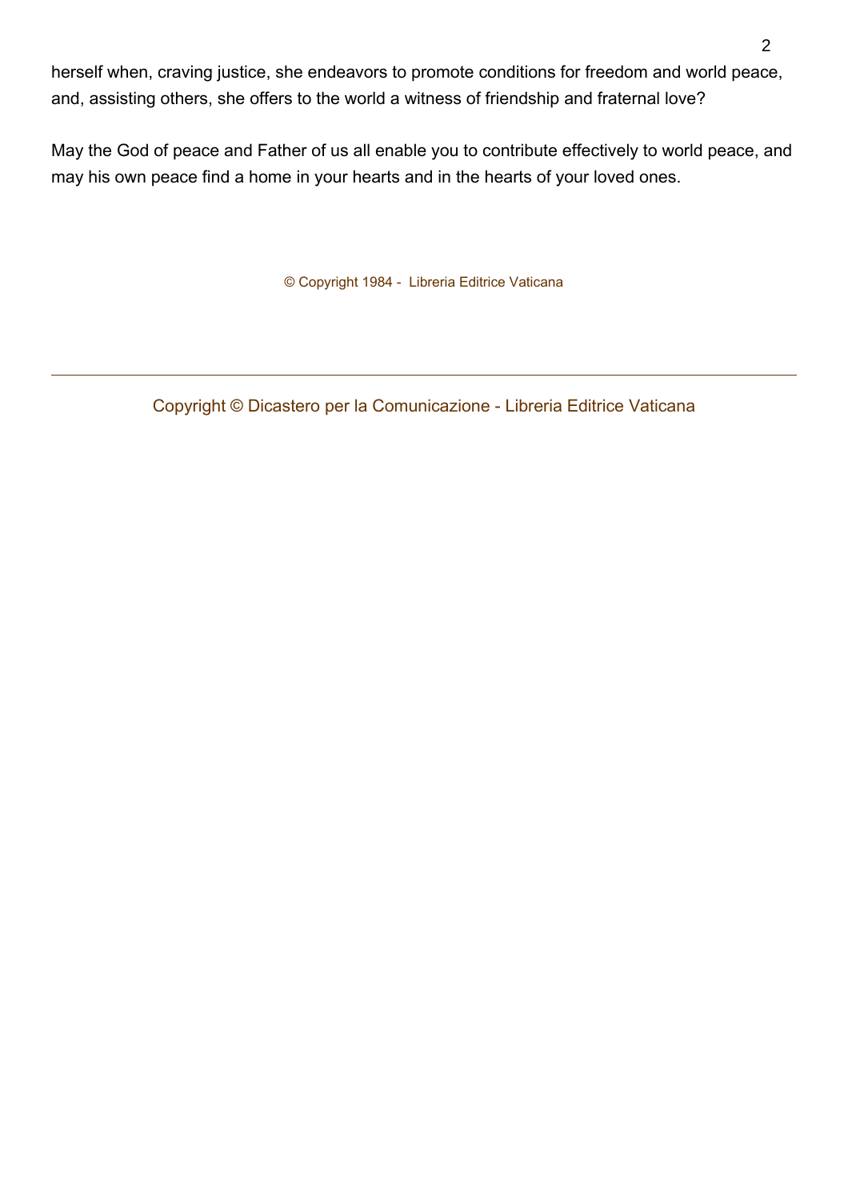herself when, craving justice, she endeavors to promote conditions for freedom and world peace, and, assisting others, she offers to the world a witness of friendship and fraternal love?

May the God of peace and Father of us all enable you to contribute effectively to world peace, and may his own peace find a home in your hearts and in the hearts of your loved ones.

© Copyright 1984 - Libreria Editrice Vaticana

---

Copyright © Dicastero per la Comunicazione - Libreria Editrice Vaticana